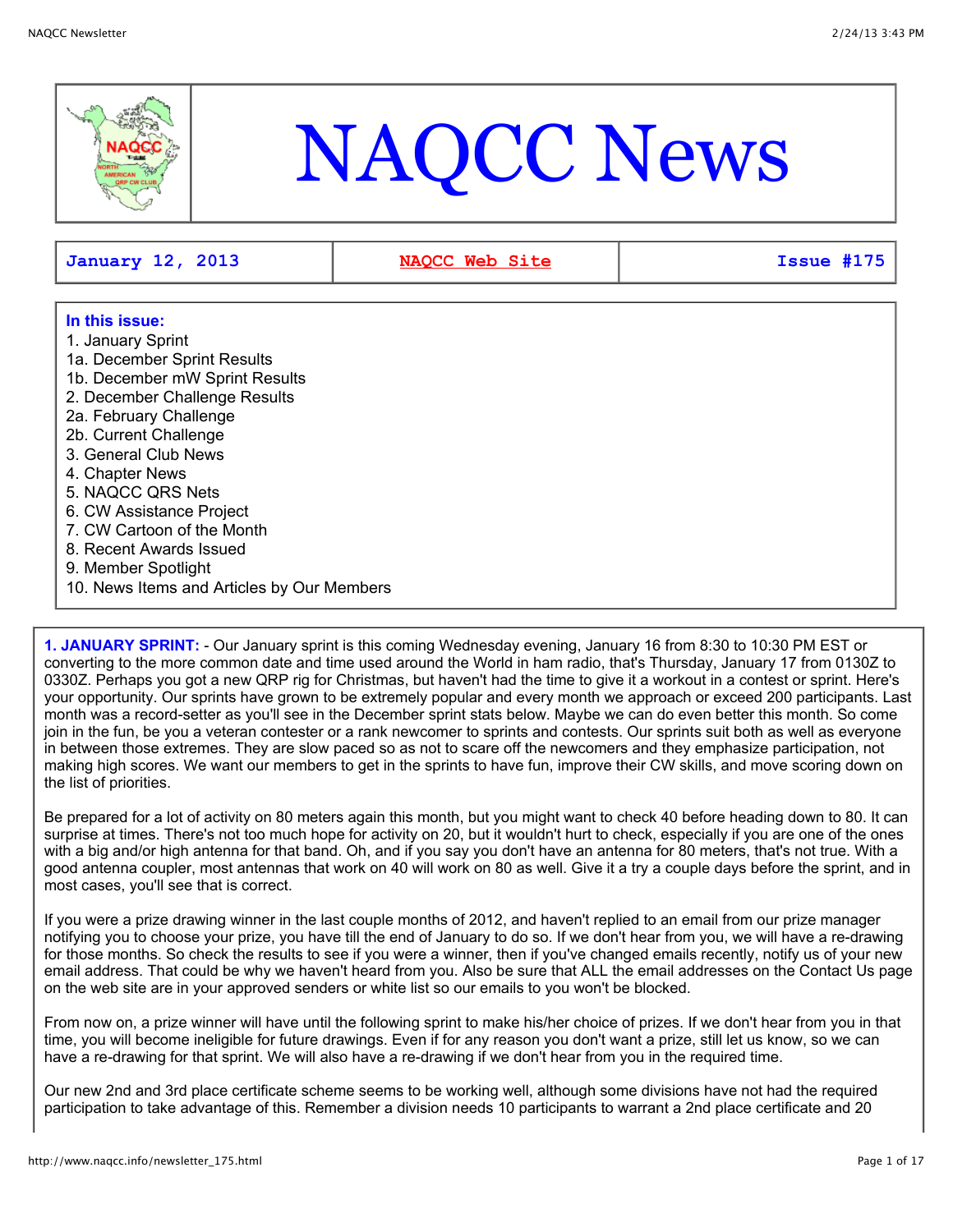# NAQCC News

| January 12, 2013 | NAQCC Web Site | Issue #175 |
|---|---|---|

**In this issue:**
1. January Sprint
1a. December Sprint Results
1b. December mW Sprint Results
2. December Challenge Results
2a. February Challenge
2b. Current Challenge
3. General Club News
4. Chapter News
5. NAQCC QRS Nets
6. CW Assistance Project
7. CW Cartoon of the Month
8. Recent Awards Issued
9. Member Spotlight
10. News Items and Articles by Our Members

**1. JANUARY SPRINT:** - Our January sprint is this coming Wednesday evening, January 16 from 8:30 to 10:30 PM EST or converting to the more common date and time used around the World in ham radio, that's Thursday, January 17 from 0130Z to 0330Z. Perhaps you got a new QRP rig for Christmas, but haven't had the time to give it a workout in a contest or sprint. Here's your opportunity. Our sprints have grown to be extremely popular and every month we approach or exceed 200 participants. Last month was a record-setter as you'll see in the December sprint stats below. Maybe we can do even better this month. So come join in the fun, be you a veteran contester or a rank newcomer to sprints and contests. Our sprints suit both as well as everyone in between those extremes. They are slow paced so as not to scare off the newcomers and they emphasize participation, not making high scores. We want our members to get in the sprints to have fun, improve their CW skills, and move scoring down on the list of priorities.

Be prepared for a lot of activity on 80 meters again this month, but you might want to check 40 before heading down to 80. It can surprise at times. There's not too much hope for activity on 20, but it wouldn't hurt to check, especially if you are one of the ones with a big and/or high antenna for that band. Oh, and if you say you don't have an antenna for 80 meters, that's not true. With a good antenna coupler, most antennas that work on 40 will work on 80 as well. Give it a try a couple days before the sprint, and in most cases, you'll see that is correct.

If you were a prize drawing winner in the last couple months of 2012, and haven't replied to an email from our prize manager notifying you to choose your prize, you have till the end of January to do so. If we don't hear from you, we will have a re-drawing for those months. So check the results to see if you were a winner, then if you've changed emails recently, notify us of your new email address. That could be why we haven't heard from you. Also be sure that ALL the email addresses on the Contact Us page on the web site are in your approved senders or white list so our emails to you won't be blocked.

From now on, a prize winner will have until the following sprint to make his/her choice of prizes. If we don't hear from you in that time, you will become ineligible for future drawings. Even if for any reason you don't want a prize, still let us know, so we can have a re-drawing for that sprint. We will also have a re-drawing if we don't hear from you in the required time.

Our new 2nd and 3rd place certificate scheme seems to be working well, although some divisions have not had the required participation to take advantage of this. Remember a division needs 10 participants to warrant a 2nd place certificate and 20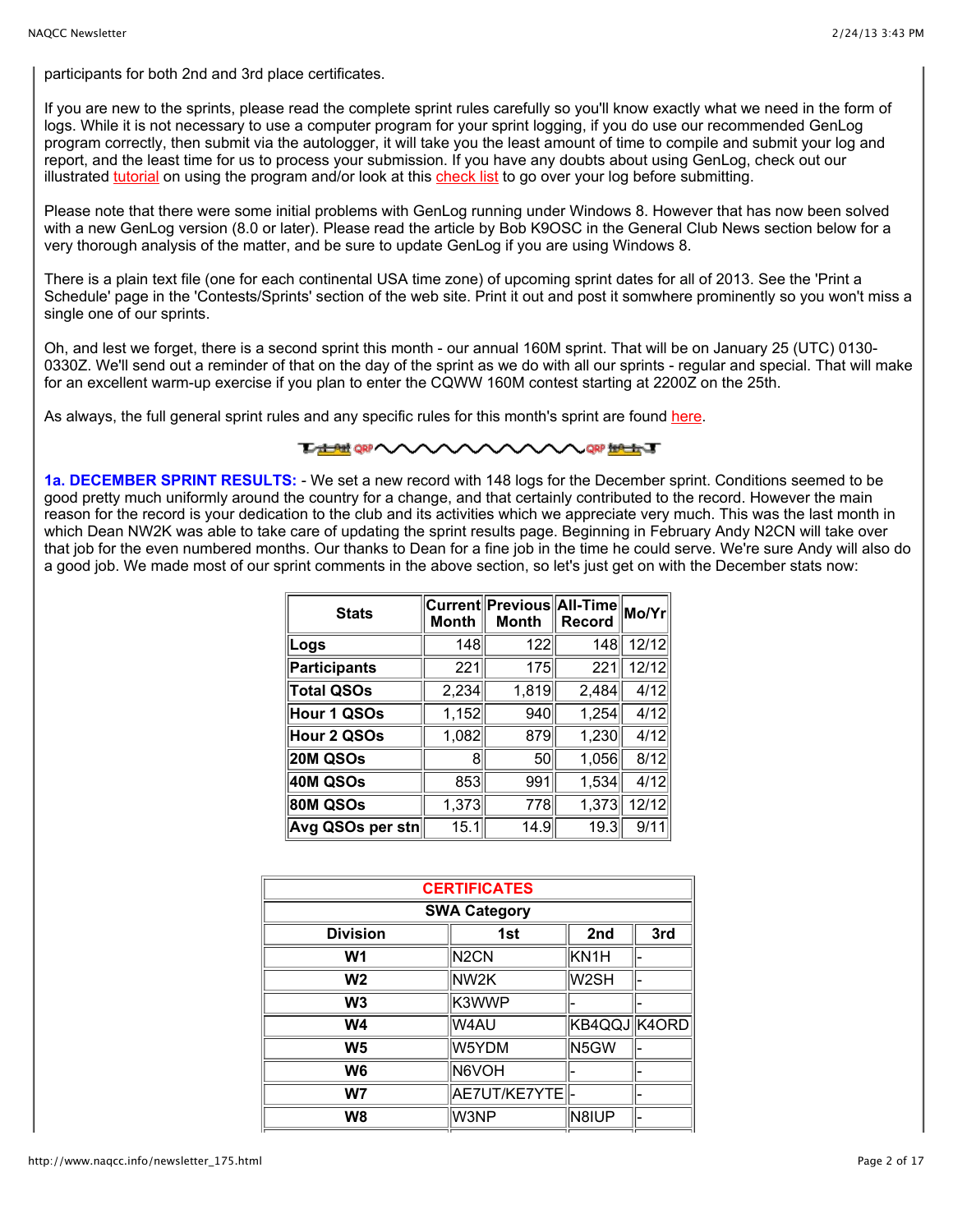participants for both 2nd and 3rd place certificates.

If you are new to the sprints, please read the complete sprint rules carefully so you'll know exactly what we need in the form of logs. While it is not necessary to use a computer program for your sprint logging, if you do use our recommended GenLog program correctly, then submit via the autologger, it will take you the least amount of time to compile and submit your log and report, and the least time for us to process your submission. If you have any doubts about using GenLog, check out our illustrated tutorial on using the program and/or look at this check list to go over your log before submitting.

Please note that there were some initial problems with GenLog running under Windows 8. However that has now been solved with a new GenLog version (8.0 or later). Please read the article by Bob K9OSC in the General Club News section below for a very thorough analysis of the matter, and be sure to update GenLog if you are using Windows 8.

There is a plain text file (one for each continental USA time zone) of upcoming sprint dates for all of 2013. See the 'Print a Schedule' page in the 'Contests/Sprints' section of the web site. Print it out and post it somwhere prominently so you won't miss a single one of our sprints.

Oh, and lest we forget, there is a second sprint this month - our annual 160M sprint. That will be on January 25 (UTC) 0130-0330Z. We'll send out a reminder of that on the day of the sprint as we do with all our sprints - regular and special. That will make for an excellent warm-up exercise if you plan to enter the CQWW 160M contest starting at 2200Z on the 25th.

As always, the full general sprint rules and any specific rules for this month's sprint are found here.

**1a. DECEMBER SPRINT RESULTS:** - We set a new record with 148 logs for the December sprint. Conditions seemed to be good pretty much uniformly around the country for a change, and that certainly contributed to the record. However the main reason for the record is your dedication to the club and its activities which we appreciate very much. This was the last month in which Dean NW2K was able to take care of updating the sprint results page. Beginning in February Andy N2CN will take over that job for the even numbered months. Our thanks to Dean for a fine job in the time he could serve. We're sure Andy will also do a good job. We made most of our sprint comments in the above section, so let's just get on with the December stats now:

| Stats | Current Month | Previous Month | All-Time Record | Mo/Yr |
|---|---|---|---|---|
| Logs | 148 | 122 | 148 | 12/12 |
| Participants | 221 | 175 | 221 | 12/12 |
| Total QSOs | 2,234 | 1,819 | 2,484 | 4/12 |
| Hour 1 QSOs | 1,152 | 940 | 1,254 | 4/12 |
| Hour 2 QSOs | 1,082 | 879 | 1,230 | 4/12 |
| 20M QSOs | 8 | 50 | 1,056 | 8/12 |
| 40M QSOs | 853 | 991 | 1,534 | 4/12 |
| 80M QSOs | 1,373 | 778 | 1,373 | 12/12 |
| Avg QSOs per stn | 15.1 | 14.9 | 19.3 | 9/11 |

| CERTIFICATES | | | |
|---|---|---|---|
| SWA Category | | | |
| Division | 1st | 2nd | 3rd |
| W1 | N2CN | KN1H | - |
| W2 | NW2K | W2SH | - |
| W3 | K3WWP | - | - |
| W4 | W4AU | KB4QQJ | K4ORD |
| W5 | W5YDM | N5GW | - |
| W6 | N6VOH | - | - |
| W7 | AE7UT/KE7YTE | - | - |
| W8 | W3NP | N8IUP | - |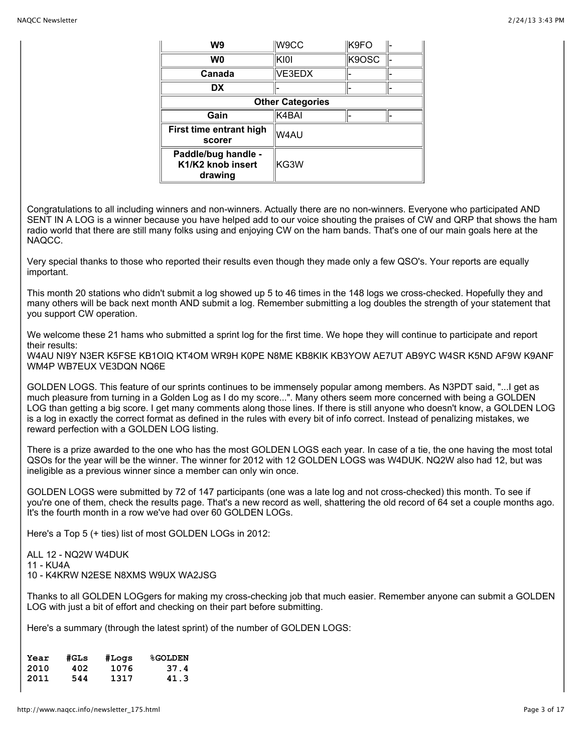| W9 | W9CC | K9FO | - |
|---|---|---|---|
| W0 | KI0I | K9OSC | - |
| Canada | VE3EDX | - | - |
| DX | - | - | - |
| **Other Categories** | | | |
| Gain | K4BAI | - | - |
| First time entrant high scorer | W4AU | | |
| Paddle/bug handle - K1/K2 knob insert drawing | KG3W | | |

Congratulations to all including winners and non-winners. Actually there are no non-winners. Everyone who participated AND SENT IN A LOG is a winner because you have helped add to our voice shouting the praises of CW and QRP that shows the ham radio world that there are still many folks using and enjoying CW on the ham bands. That's one of our main goals here at the NAQCC.

Very special thanks to those who reported their results even though they made only a few QSO's. Your reports are equally important.

This month 20 stations who didn't submit a log showed up 5 to 46 times in the 148 logs we cross-checked. Hopefully they and many others will be back next month AND submit a log. Remember submitting a log doubles the strength of your statement that you support CW operation.

We welcome these 21 hams who submitted a sprint log for the first time. We hope they will continue to participate and report their results:
W4AU NI9Y N3ER K5FSE KB1OIQ KT4OM WR9H K0PE N8ME KB8KIK KB3YOW AE7UT AB9YC W4SR K5ND AF9W K9ANF WM4P WB7EUX VE3DQN NQ6E

GOLDEN LOGS. This feature of our sprints continues to be immensely popular among members. As N3PDT said, "...I get as much pleasure from turning in a Golden Log as I do my score...". Many others seem more concerned with being a GOLDEN LOG than getting a big score. I get many comments along those lines. If there is still anyone who doesn't know, a GOLDEN LOG is a log in exactly the correct format as defined in the rules with every bit of info correct. Instead of penalizing mistakes, we reward perfection with a GOLDEN LOG listing.

There is a prize awarded to the one who has the most GOLDEN LOGS each year. In case of a tie, the one having the most total QSOs for the year will be the winner. The winner for 2012 with 12 GOLDEN LOGS was W4DUK. NQ2W also had 12, but was ineligible as a previous winner since a member can only win once.

GOLDEN LOGS were submitted by 72 of 147 participants (one was a late log and not cross-checked) this month. To see if you're one of them, check the results page. That's a new record as well, shattering the old record of 64 set a couple months ago. It's the fourth month in a row we've had over 60 GOLDEN LOGs.

Here's a Top 5 (+ ties) list of most GOLDEN LOGs in 2012:

ALL 12 - NQ2W W4DUK
11 - KU4A
10 - K4KRW N2ESE N8XMS W9UX WA2JSG

Thanks to all GOLDEN LOGgers for making my cross-checking job that much easier. Remember anyone can submit a GOLDEN LOG with just a bit of effort and checking on their part before submitting.

Here's a summary (through the latest sprint) of the number of GOLDEN LOGS:

| Year | #GLs | #Logs | %GOLDEN |
|---|---|---|---|
| 2010 | 402 | 1076 | 37.4 |
| 2011 | 544 | 1317 | 41.3 |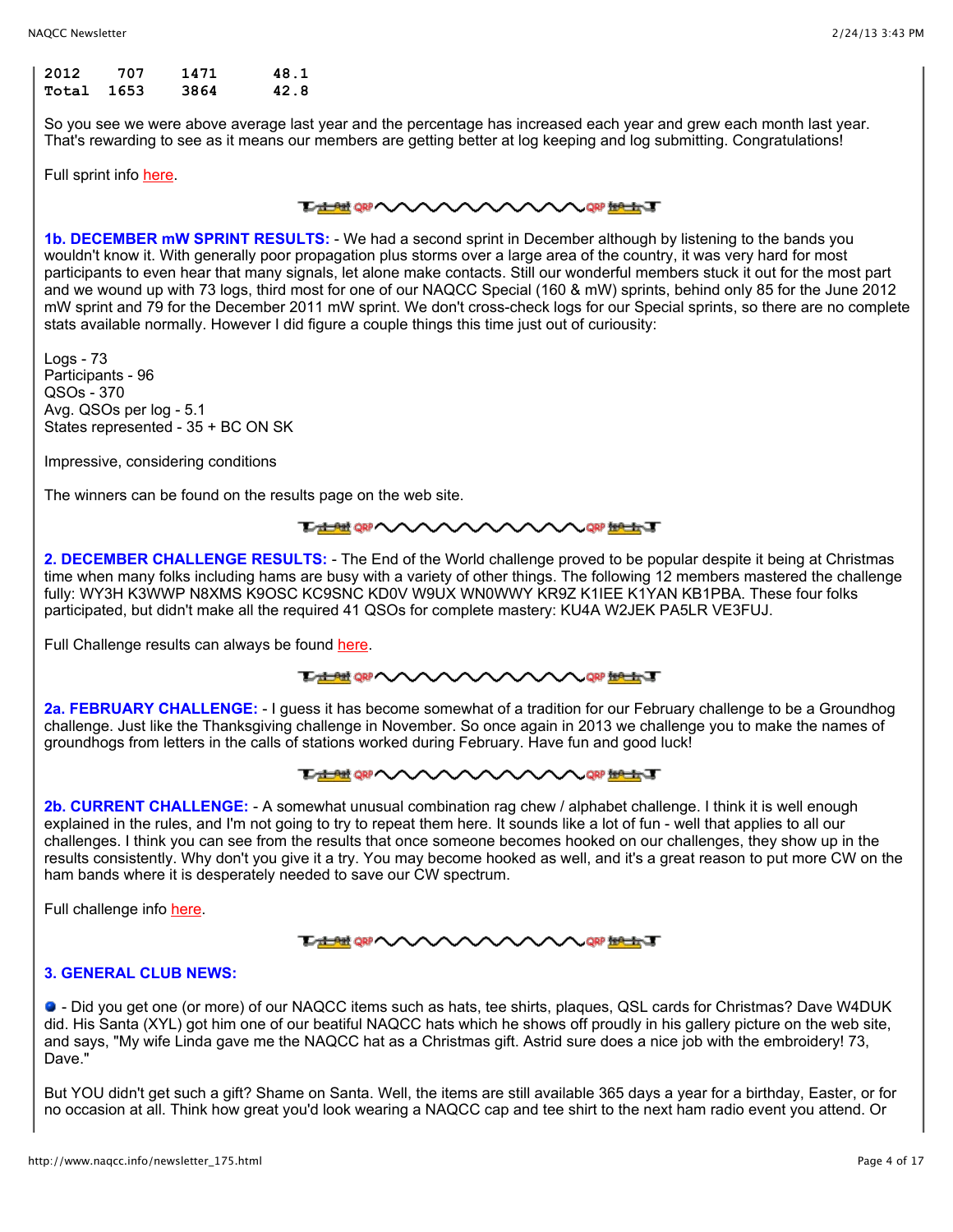| 2012 | 707 | 1471 | 48.1 |
|---|---|---|---|
| Total | 1653 | 3864 | 42.8 |

So you see we were above average last year and the percentage has increased each year and grew each month last year. That's rewarding to see as it means our members are getting better at log keeping and log submitting. Congratulations!

Full sprint info here.

**1b. DECEMBER mW SPRINT RESULTS:** - We had a second sprint in December although by listening to the bands you wouldn't know it. With generally poor propagation plus storms over a large area of the country, it was very hard for most participants to even hear that many signals, let alone make contacts. Still our wonderful members stuck it out for the most part and we wound up with 73 logs, third most for one of our NAQCC Special (160 & mW) sprints, behind only 85 for the June 2012 mW sprint and 79 for the December 2011 mW sprint. We don't cross-check logs for our Special sprints, so there are no complete stats available normally. However I did figure a couple things this time just out of curiousity:

Logs - 73
Participants - 96
QSOs - 370
Avg. QSOs per log - 5.1
States represented - 35 + BC ON SK

Impressive, considering conditions

The winners can be found on the results page on the web site.

**2. DECEMBER CHALLENGE RESULTS:** - The End of the World challenge proved to be popular despite it being at Christmas time when many folks including hams are busy with a variety of other things. The following 12 members mastered the challenge fully: WY3H K3WWP N8XMS K9OSC KC9SNC KD0V W9UX WN0WWY KR9Z K1IEE K1YAN KB1PBA. These four folks participated, but didn't make all the required 41 QSOs for complete mastery: KU4A W2JEK PA5LR VE3FUJ.

Full Challenge results can always be found here.

**2a. FEBRUARY CHALLENGE:** - I guess it has become somewhat of a tradition for our February challenge to be a Groundhog challenge. Just like the Thanksgiving challenge in November. So once again in 2013 we challenge you to make the names of groundhogs from letters in the calls of stations worked during February. Have fun and good luck!

**2b. CURRENT CHALLENGE:** - A somewhat unusual combination rag chew / alphabet challenge. I think it is well enough explained in the rules, and I'm not going to try to repeat them here. It sounds like a lot of fun - well that applies to all our challenges. I think you can see from the results that once someone becomes hooked on our challenges, they show up in the results consistently. Why don't you give it a try. You may become hooked as well, and it's a great reason to put more CW on the ham bands where it is desperately needed to save our CW spectrum.

Full challenge info here.

**3. GENERAL CLUB NEWS:**

- Did you get one (or more) of our NAQCC items such as hats, tee shirts, plaques, QSL cards for Christmas? Dave W4DUK did. His Santa (XYL) got him one of our beatiful NAQCC hats which he shows off proudly in his gallery picture on the web site, and says, "My wife Linda gave me the NAQCC hat as a Christmas gift. Astrid sure does a nice job with the embroidery! 73, Dave."

But YOU didn't get such a gift? Shame on Santa. Well, the items are still available 365 days a year for a birthday, Easter, or for no occasion at all. Think how great you'd look wearing a NAQCC cap and tee shirt to the next ham radio event you attend. Or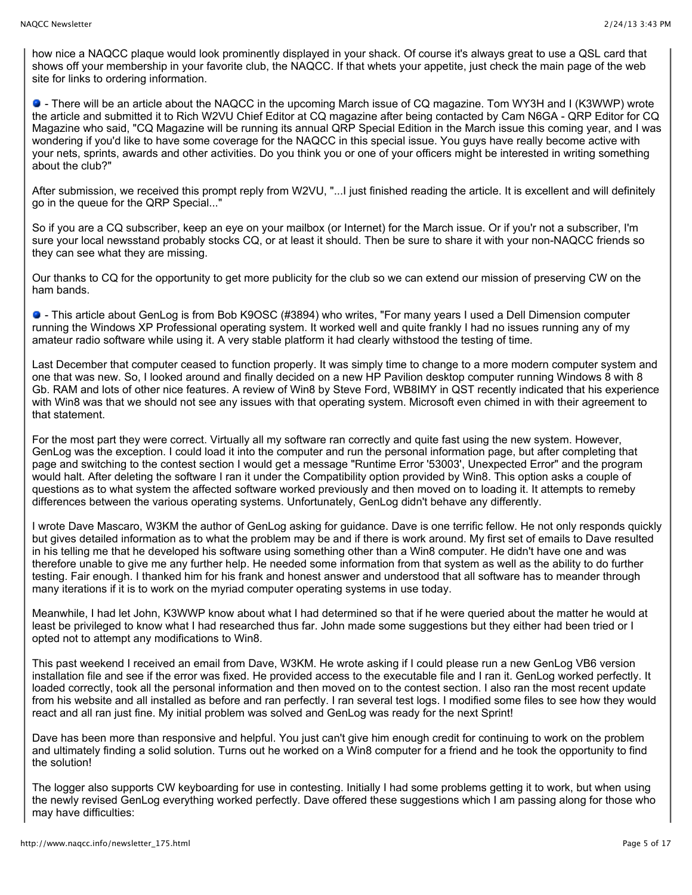how nice a NAQCC plaque would look prominently displayed in your shack. Of course it's always great to use a QSL card that shows off your membership in your favorite club, the NAQCC. If that whets your appetite, just check the main page of the web site for links to ordering information.

- There will be an article about the NAQCC in the upcoming March issue of CQ magazine. Tom WY3H and I (K3WWP) wrote the article and submitted it to Rich W2VU Chief Editor at CQ magazine after being contacted by Cam N6GA - QRP Editor for CQ Magazine who said, "CQ Magazine will be running its annual QRP Special Edition in the March issue this coming year, and I was wondering if you'd like to have some coverage for the NAQCC in this special issue. You guys have really become active with your nets, sprints, awards and other activities. Do you think you or one of your officers might be interested in writing something about the club?"

After submission, we received this prompt reply from W2VU, "...I just finished reading the article. It is excellent and will definitely go in the queue for the QRP Special..."

So if you are a CQ subscriber, keep an eye on your mailbox (or Internet) for the March issue. Or if you'r not a subscriber, I'm sure your local newsstand probably stocks CQ, or at least it should. Then be sure to share it with your non-NAQCC friends so they can see what they are missing.

Our thanks to CQ for the opportunity to get more publicity for the club so we can extend our mission of preserving CW on the ham bands.

- This article about GenLog is from Bob K9OSC (#3894) who writes, "For many years I used a Dell Dimension computer running the Windows XP Professional operating system. It worked well and quite frankly I had no issues running any of my amateur radio software while using it. A very stable platform it had clearly withstood the testing of time.

Last December that computer ceased to function properly. It was simply time to change to a more modern computer system and one that was new. So, I looked around and finally decided on a new HP Pavilion desktop computer running Windows 8 with 8 Gb. RAM and lots of other nice features. A review of Win8 by Steve Ford, WB8IMY in QST recently indicated that his experience with Win8 was that we should not see any issues with that operating system. Microsoft even chimed in with their agreement to that statement.

For the most part they were correct. Virtually all my software ran correctly and quite fast using the new system. However, GenLog was the exception. I could load it into the computer and run the personal information page, but after completing that page and switching to the contest section I would get a message "Runtime Error '53003', Unexpected Error" and the program would halt. After deleting the software I ran it under the Compatibility option provided by Win8. This option asks a couple of questions as to what system the affected software worked previously and then moved on to loading it. It attempts to remeby differences between the various operating systems. Unfortunately, GenLog didn't behave any differently.

I wrote Dave Mascaro, W3KM the author of GenLog asking for guidance. Dave is one terrific fellow. He not only responds quickly but gives detailed information as to what the problem may be and if there is work around. My first set of emails to Dave resulted in his telling me that he developed his software using something other than a Win8 computer. He didn't have one and was therefore unable to give me any further help. He needed some information from that system as well as the ability to do further testing. Fair enough. I thanked him for his frank and honest answer and understood that all software has to meander through many iterations if it is to work on the myriad computer operating systems in use today.

Meanwhile, I had let John, K3WWP know about what I had determined so that if he were queried about the matter he would at least be privileged to know what I had researched thus far. John made some suggestions but they either had been tried or I opted not to attempt any modifications to Win8.

This past weekend I received an email from Dave, W3KM. He wrote asking if I could please run a new GenLog VB6 version installation file and see if the error was fixed. He provided access to the executable file and I ran it. GenLog worked perfectly. It loaded correctly, took all the personal information and then moved on to the contest section. I also ran the most recent update from his website and all installed as before and ran perfectly. I ran several test logs. I modified some files to see how they would react and all ran just fine. My initial problem was solved and GenLog was ready for the next Sprint!

Dave has been more than responsive and helpful. You just can't give him enough credit for continuing to work on the problem and ultimately finding a solid solution. Turns out he worked on a Win8 computer for a friend and he took the opportunity to find the solution!

The logger also supports CW keyboarding for use in contesting. Initially I had some problems getting it to work, but when using the newly revised GenLog everything worked perfectly. Dave offered these suggestions which I am passing along for those who may have difficulties: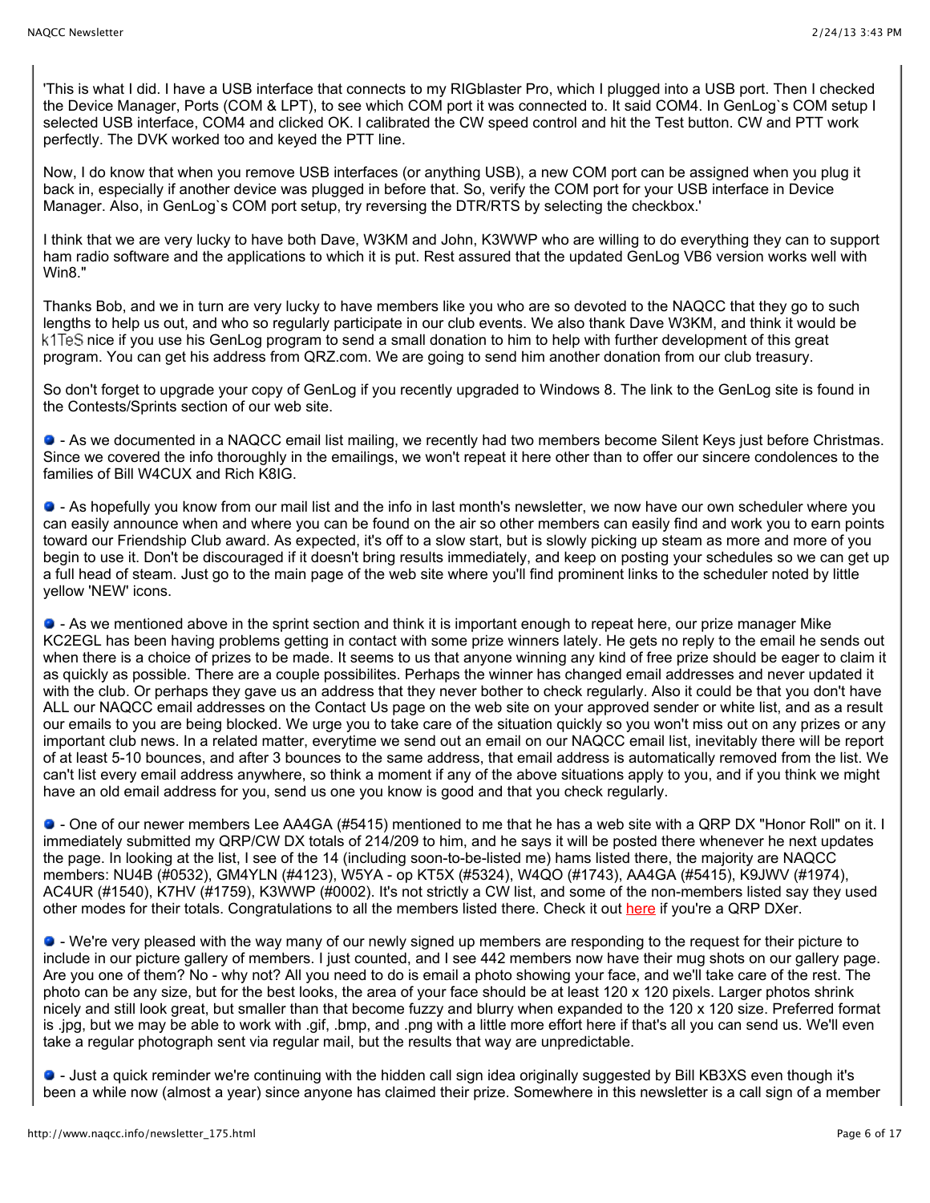'This is what I did. I have a USB interface that connects to my RIGblaster Pro, which I plugged into a USB port. Then I checked the Device Manager, Ports (COM & LPT), to see which COM port it was connected to. It said COM4. In GenLog`s COM setup I selected USB interface, COM4 and clicked OK. I calibrated the CW speed control and hit the Test button. CW and PTT work perfectly. The DVK worked too and keyed the PTT line.

Now, I do know that when you remove USB interfaces (or anything USB), a new COM port can be assigned when you plug it back in, especially if another device was plugged in before that. So, verify the COM port for your USB interface in Device Manager. Also, in GenLog`s COM port setup, try reversing the DTR/RTS by selecting the checkbox.'

I think that we are very lucky to have both Dave, W3KM and John, K3WWP who are willing to do everything they can to support ham radio software and the applications to which it is put. Rest assured that the updated GenLog VB6 version works well with Win8."

Thanks Bob, and we in turn are very lucky to have members like you who are so devoted to the NAQCC that they go to such lengths to help us out, and who so regularly participate in our club events. We also thank Dave W3KM, and think it would be k1TeS nice if you use his GenLog program to send a small donation to him to help with further development of this great program. You can get his address from QRZ.com. We are going to send him another donation from our club treasury.

So don't forget to upgrade your copy of GenLog if you recently upgraded to Windows 8. The link to the GenLog site is found in the Contests/Sprints section of our web site.

- As we documented in a NAQCC email list mailing, we recently had two members become Silent Keys just before Christmas. Since we covered the info thoroughly in the emailings, we won't repeat it here other than to offer our sincere condolences to the families of Bill W4CUX and Rich K8IG.

- As hopefully you know from our mail list and the info in last month's newsletter, we now have our own scheduler where you can easily announce when and where you can be found on the air so other members can easily find and work you to earn points toward our Friendship Club award. As expected, it's off to a slow start, but is slowly picking up steam as more and more of you begin to use it. Don't be discouraged if it doesn't bring results immediately, and keep on posting your schedules so we can get up a full head of steam. Just go to the main page of the web site where you'll find prominent links to the scheduler noted by little yellow 'NEW' icons.

- As we mentioned above in the sprint section and think it is important enough to repeat here, our prize manager Mike KC2EGL has been having problems getting in contact with some prize winners lately. He gets no reply to the email he sends out when there is a choice of prizes to be made. It seems to us that anyone winning any kind of free prize should be eager to claim it as quickly as possible. There are a couple possibilites. Perhaps the winner has changed email addresses and never updated it with the club. Or perhaps they gave us an address that they never bother to check regularly. Also it could be that you don't have ALL our NAQCC email addresses on the Contact Us page on the web site on your approved sender or white list, and as a result our emails to you are being blocked. We urge you to take care of the situation quickly so you won't miss out on any prizes or any important club news. In a related matter, everytime we send out an email on our NAQCC email list, inevitably there will be report of at least 5-10 bounces, and after 3 bounces to the same address, that email address is automatically removed from the list. We can't list every email address anywhere, so think a moment if any of the above situations apply to you, and if you think we might have an old email address for you, send us one you know is good and that you check regularly.

- One of our newer members Lee AA4GA (#5415) mentioned to me that he has a web site with a QRP DX "Honor Roll" on it. I immediately submitted my QRP/CW DX totals of 214/209 to him, and he says it will be posted there whenever he next updates the page. In looking at the list, I see of the 14 (including soon-to-be-listed me) hams listed there, the majority are NAQCC members: NU4B (#0532), GM4YLN (#4123), W5YA - op KT5X (#5324), W4QO (#1743), AA4GA (#5415), K9JWV (#1974), AC4UR (#1540), K7HV (#1759), K3WWP (#0002). It's not strictly a CW list, and some of the non-members listed say they used other modes for their totals. Congratulations to all the members listed there. Check it out here if you're a QRP DXer.

- We're very pleased with the way many of our newly signed up members are responding to the request for their picture to include in our picture gallery of members. I just counted, and I see 442 members now have their mug shots on our gallery page. Are you one of them? No - why not? All you need to do is email a photo showing your face, and we'll take care of the rest. The photo can be any size, but for the best looks, the area of your face should be at least 120 x 120 pixels. Larger photos shrink nicely and still look great, but smaller than that become fuzzy and blurry when expanded to the 120 x 120 size. Preferred format is .jpg, but we may be able to work with .gif, .bmp, and .png with a little more effort here if that's all you can send us. We'll even take a regular photograph sent via regular mail, but the results that way are unpredictable.

- Just a quick reminder we're continuing with the hidden call sign idea originally suggested by Bill KB3XS even though it's been a while now (almost a year) since anyone has claimed their prize. Somewhere in this newsletter is a call sign of a member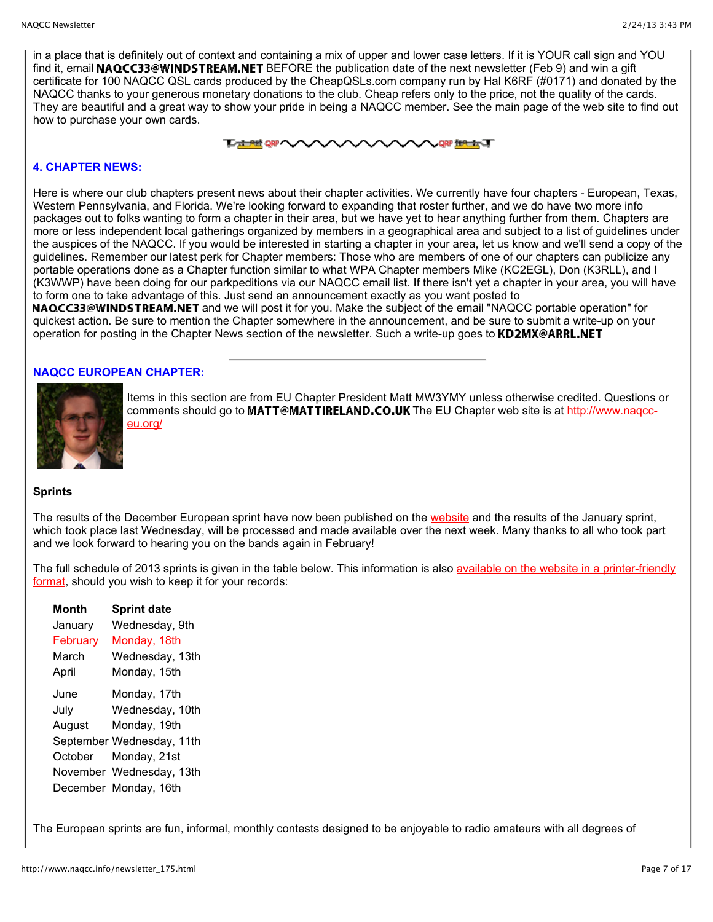in a place that is definitely out of context and containing a mix of upper and lower case letters. If it is YOUR call sign and YOU find it, email NAQCC33@WINDSTREAM.NET BEFORE the publication date of the next newsletter (Feb 9) and win a gift certificate for 100 NAQCC QSL cards produced by the CheapQSLs.com company run by Hal K6RF (#0171) and donated by the NAQCC thanks to your generous monetary donations to the club. Cheap refers only to the price, not the quality of the cards. They are beautiful and a great way to show your pride in being a NAQCC member. See the main page of the web site to find out how to purchase your own cards.

## 4. CHAPTER NEWS:

Here is where our club chapters present news about their chapter activities. We currently have four chapters - European, Texas, Western Pennsylvania, and Florida. We're looking forward to expanding that roster further, and we do have two more info packages out to folks wanting to form a chapter in their area, but we have yet to hear anything further from them. Chapters are more or less independent local gatherings organized by members in a geographical area and subject to a list of guidelines under the auspices of the NAQCC. If you would be interested in starting a chapter in your area, let us know and we'll send a copy of the guidelines. Remember our latest perk for Chapter members: Those who are members of one of our chapters can publicize any portable operations done as a Chapter function similar to what WPA Chapter members Mike (KC2EGL), Don (K3RLL), and I (K3WWP) have been doing for our parkpeditions via our NAQCC email list. If there isn't yet a chapter in your area, you will have to form one to take advantage of this. Just send an announcement exactly as you want posted to NAQCC33@WINDSTREAM.NET and we will post it for you. Make the subject of the email "NAQCC portable operation" for quickest action. Be sure to mention the Chapter somewhere in the announcement, and be sure to submit a write-up on your operation for posting in the Chapter News section of the newsletter. Such a write-up goes to KD2MX@ARRL.NET

---

## NAQCC EUROPEAN CHAPTER:

Items in this section are from EU Chapter President Matt MW3YMY unless otherwise credited. Questions or comments should go to MATT@MATTIRELAND.CO.UK The EU Chapter web site is at http://www.naqcc-eu.org/

**Sprints**

The results of the December European sprint have now been published on the website and the results of the January sprint, which took place last Wednesday, will be processed and made available over the next week. Many thanks to all who took part and we look forward to hearing you on the bands again in February!

The full schedule of 2013 sprints is given in the table below. This information is also available on the website in a printer-friendly format, should you wish to keep it for your records:

| Month | Sprint date |
|---|---|
| January | Wednesday, 9th |
| February | Monday, 18th |
| March | Wednesday, 13th |
| April | Monday, 15th |
| June | Monday, 17th |
| July | Wednesday, 10th |
| August | Monday, 19th |
| September | Wednesday, 11th |
| October | Monday, 21st |
| November | Wednesday, 13th |
| December | Monday, 16th |

The European sprints are fun, informal, monthly contests designed to be enjoyable to radio amateurs with all degrees of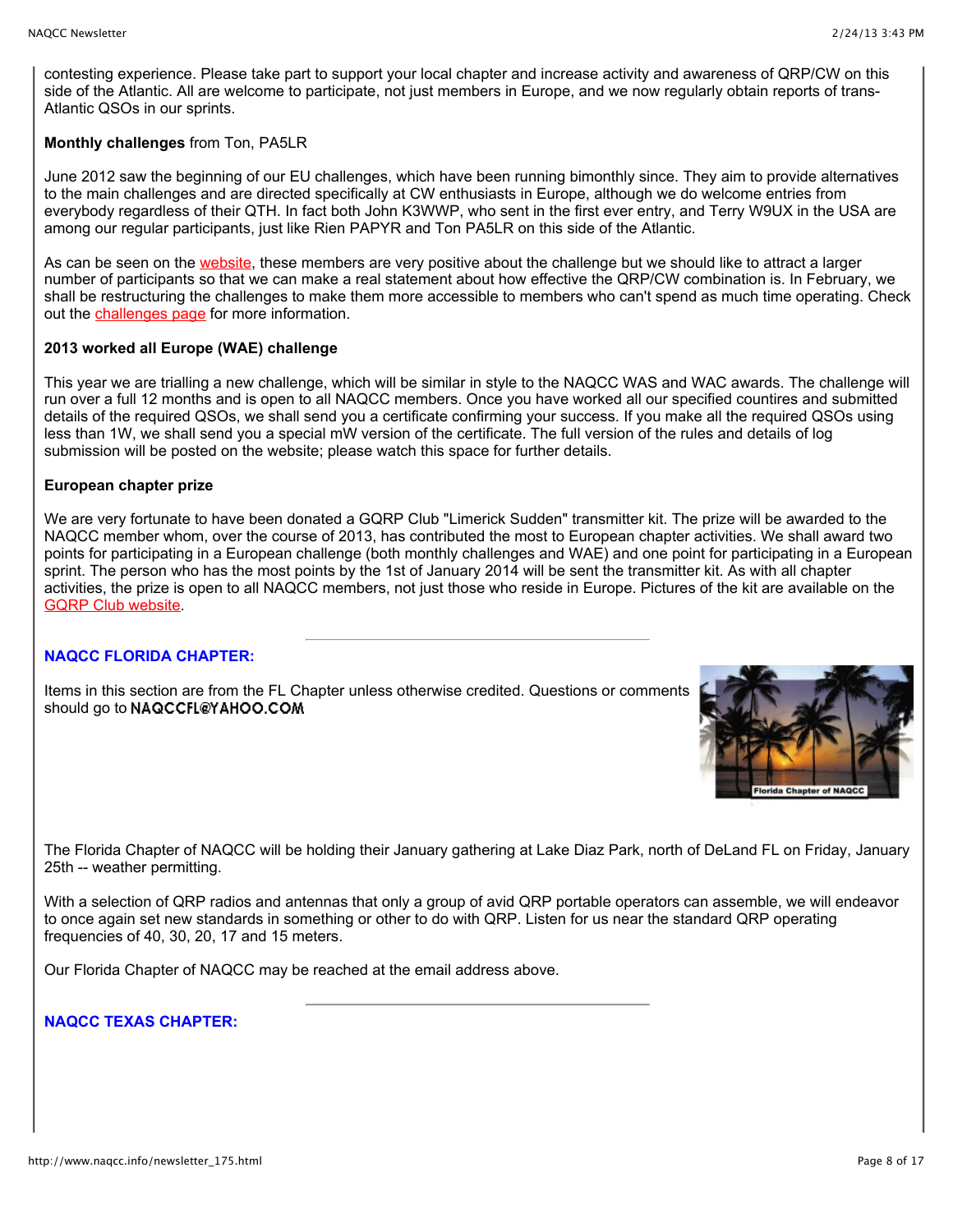contesting experience. Please take part to support your local chapter and increase activity and awareness of QRP/CW on this side of the Atlantic. All are welcome to participate, not just members in Europe, and we now regularly obtain reports of trans-Atlantic QSOs in our sprints.

**Monthly challenges** from Ton, PA5LR

June 2012 saw the beginning of our EU challenges, which have been running bimonthly since. They aim to provide alternatives to the main challenges and are directed specifically at CW enthusiasts in Europe, although we do welcome entries from everybody regardless of their QTH. In fact both John K3WWP, who sent in the first ever entry, and Terry W9UX in the USA are among our regular participants, just like Rien PAPYR and Ton PA5LR on this side of the Atlantic.

As can be seen on the website, these members are very positive about the challenge but we should like to attract a larger number of participants so that we can make a real statement about how effective the QRP/CW combination is. In February, we shall be restructuring the challenges to make them more accessible to members who can't spend as much time operating. Check out the challenges page for more information.

**2013 worked all Europe (WAE) challenge**

This year we are trialling a new challenge, which will be similar in style to the NAQCC WAS and WAC awards. The challenge will run over a full 12 months and is open to all NAQCC members. Once you have worked all our specified countires and submitted details of the required QSOs, we shall send you a certificate confirming your success. If you make all the required QSOs using less than 1W, we shall send you a special mW version of the certificate. The full version of the rules and details of log submission will be posted on the website; please watch this space for further details.

**European chapter prize**

We are very fortunate to have been donated a GQRP Club "Limerick Sudden" transmitter kit. The prize will be awarded to the NAQCC member whom, over the course of 2013, has contributed the most to European chapter activities. We shall award two points for participating in a European challenge (both monthly challenges and WAE) and one point for participating in a European sprint. The person who has the most points by the 1st of January 2014 will be sent the transmitter kit. As with all chapter activities, the prize is open to all NAQCC members, not just those who reside in Europe. Pictures of the kit are available on the GQRP Club website.

---

## NAQCC FLORIDA CHAPTER:

Items in this section are from the FL Chapter unless otherwise credited. Questions or comments should go to NAQCCFL@YAHOO.COM

The Florida Chapter of NAQCC will be holding their January gathering at Lake Diaz Park, north of DeLand FL on Friday, January 25th -- weather permitting.

With a selection of QRP radios and antennas that only a group of avid QRP portable operators can assemble, we will endeavor to once again set new standards in something or other to do with QRP. Listen for us near the standard QRP operating frequencies of 40, 30, 20, 17 and 15 meters.

Our Florida Chapter of NAQCC may be reached at the email address above.

---

## NAQCC TEXAS CHAPTER: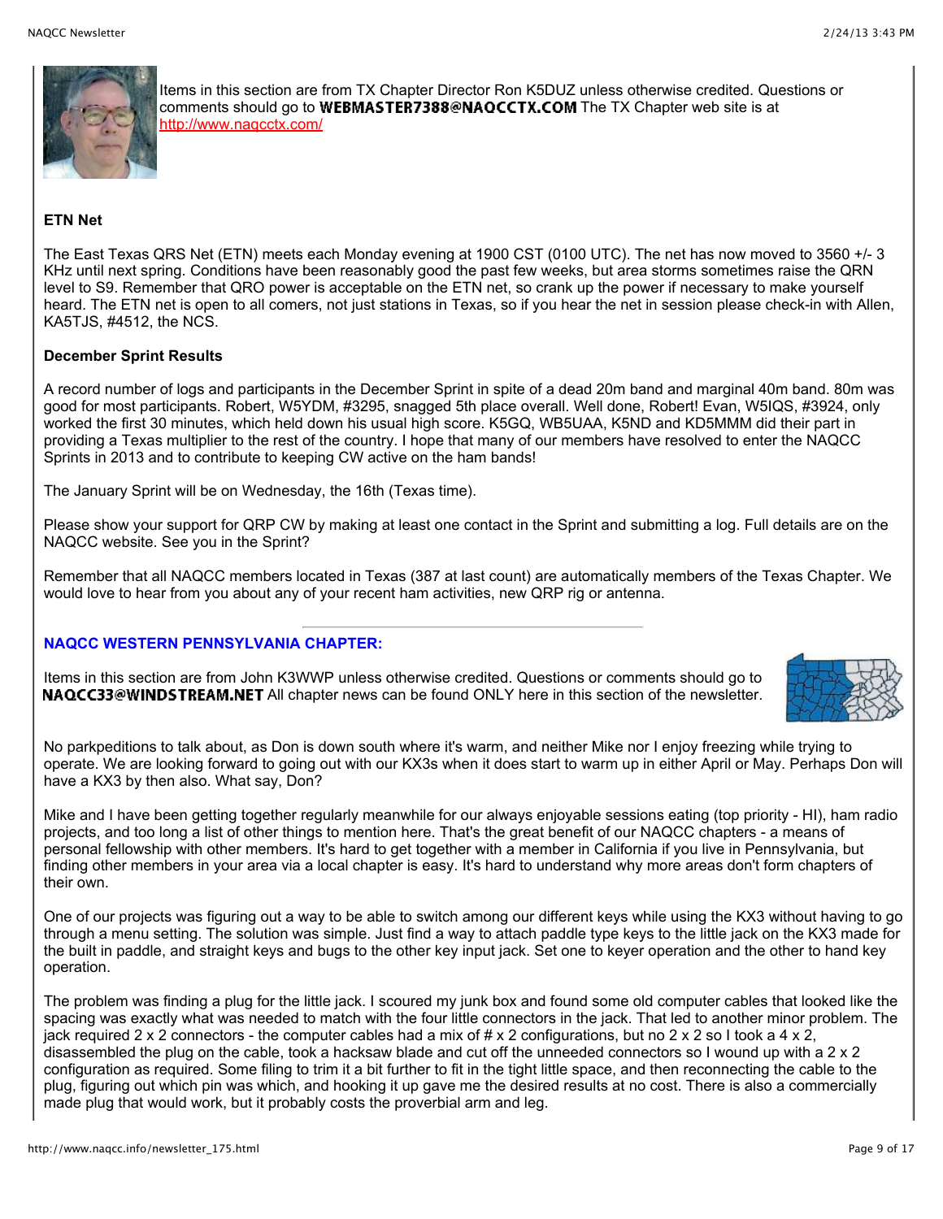Items in this section are from TX Chapter Director Ron K5DUZ unless otherwise credited. Questions or comments should go to WEBMASTER7388@NAQCCTX.COM The TX Chapter web site is at [http://www.naqcctx.com/](http://www.naqcctx.com/)

**ETN Net**

The East Texas QRS Net (ETN) meets each Monday evening at 1900 CST (0100 UTC). The net has now moved to 3560 +/- 3 KHz until next spring. Conditions have been reasonably good the past few weeks, but area storms sometimes raise the QRN level to S9. Remember that QRO power is acceptable on the ETN net, so crank up the power if necessary to make yourself heard. The ETN net is open to all comers, not just stations in Texas, so if you hear the net in session please check-in with Allen, KA5TJS, #4512, the NCS.

**December Sprint Results**

A record number of logs and participants in the December Sprint in spite of a dead 20m band and marginal 40m band. 80m was good for most participants. Robert, W5YDM, #3295, snagged 5th place overall. Well done, Robert! Evan, W5IQS, #3924, only worked the first 30 minutes, which held down his usual high score. K5GQ, WB5UAA, K5ND and KD5MMM did their part in providing a Texas multiplier to the rest of the country. I hope that many of our members have resolved to enter the NAQCC Sprints in 2013 and to contribute to keeping CW active on the ham bands!

The January Sprint will be on Wednesday, the 16th (Texas time).

Please show your support for QRP CW by making at least one contact in the Sprint and submitting a log. Full details are on the NAQCC website. See you in the Sprint?

Remember that all NAQCC members located in Texas (387 at last count) are automatically members of the Texas Chapter. We would love to hear from you about any of your recent ham activities, new QRP rig or antenna.

---

## NAQCC WESTERN PENNSYLVANIA CHAPTER:

Items in this section are from John K3WWP unless otherwise credited. Questions or comments should go to NAQCC33@WINDSTREAM.NET All chapter news can be found ONLY here in this section of the newsletter.

No parkpeditions to talk about, as Don is down south where it's warm, and neither Mike nor I enjoy freezing while trying to operate. We are looking forward to going out with our KX3s when it does start to warm up in either April or May. Perhaps Don will have a KX3 by then also. What say, Don?

Mike and I have been getting together regularly meanwhile for our always enjoyable sessions eating (top priority - HI), ham radio projects, and too long a list of other things to mention here. That's the great benefit of our NAQCC chapters - a means of personal fellowship with other members. It's hard to get together with a member in California if you live in Pennsylvania, but finding other members in your area via a local chapter is easy. It's hard to understand why more areas don't form chapters of their own.

One of our projects was figuring out a way to be able to switch among our different keys while using the KX3 without having to go through a menu setting. The solution was simple. Just find a way to attach paddle type keys to the little jack on the KX3 made for the built in paddle, and straight keys and bugs to the other key input jack. Set one to keyer operation and the other to hand key operation.

The problem was finding a plug for the little jack. I scoured my junk box and found some old computer cables that looked like the spacing was exactly what was needed to match with the four little connectors in the jack. That led to another minor problem. The jack required 2 x 2 connectors - the computer cables had a mix of # x 2 configurations, but no 2 x 2 so I took a 4 x 2, disassembled the plug on the cable, took a hacksaw blade and cut off the unneeded connectors so I wound up with a 2 x 2 configuration as required. Some filing to trim it a bit further to fit in the tight little space, and then reconnecting the cable to the plug, figuring out which pin was which, and hooking it up gave me the desired results at no cost. There is also a commercially made plug that would work, but it probably costs the proverbial arm and leg.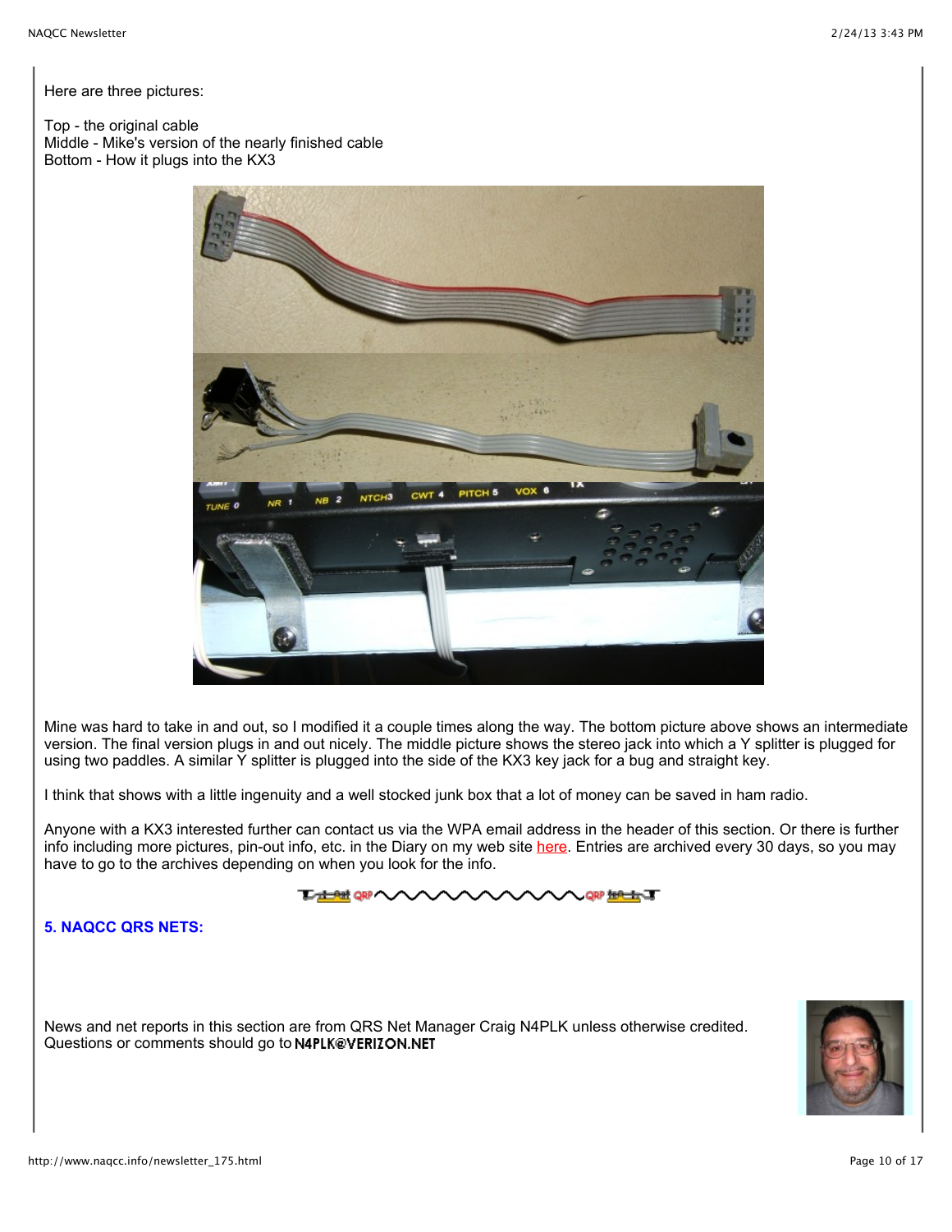Here are three pictures:

Top - the original cable
Middle - Mike's version of the nearly finished cable
Bottom - How it plugs into the KX3

Mine was hard to take in and out, so I modified it a couple times along the way. The bottom picture above shows an intermediate version. The final version plugs in and out nicely. The middle picture shows the stereo jack into which a Y splitter is plugged for using two paddles. A similar Y splitter is plugged into the side of the KX3 key jack for a bug and straight key.

I think that shows with a little ingenuity and a well stocked junk box that a lot of money can be saved in ham radio.

Anyone with a KX3 interested further can contact us via the WPA email address in the header of this section. Or there is further info including more pictures, pin-out info, etc. in the Diary on my web site here. Entries are archived every 30 days, so you may have to go to the archives depending on when you look for the info.

### 5. NAQCC QRS NETS:

News and net reports in this section are from QRS Net Manager Craig N4PLK unless otherwise credited. Questions or comments should go to N4PLK@VERIZON.NET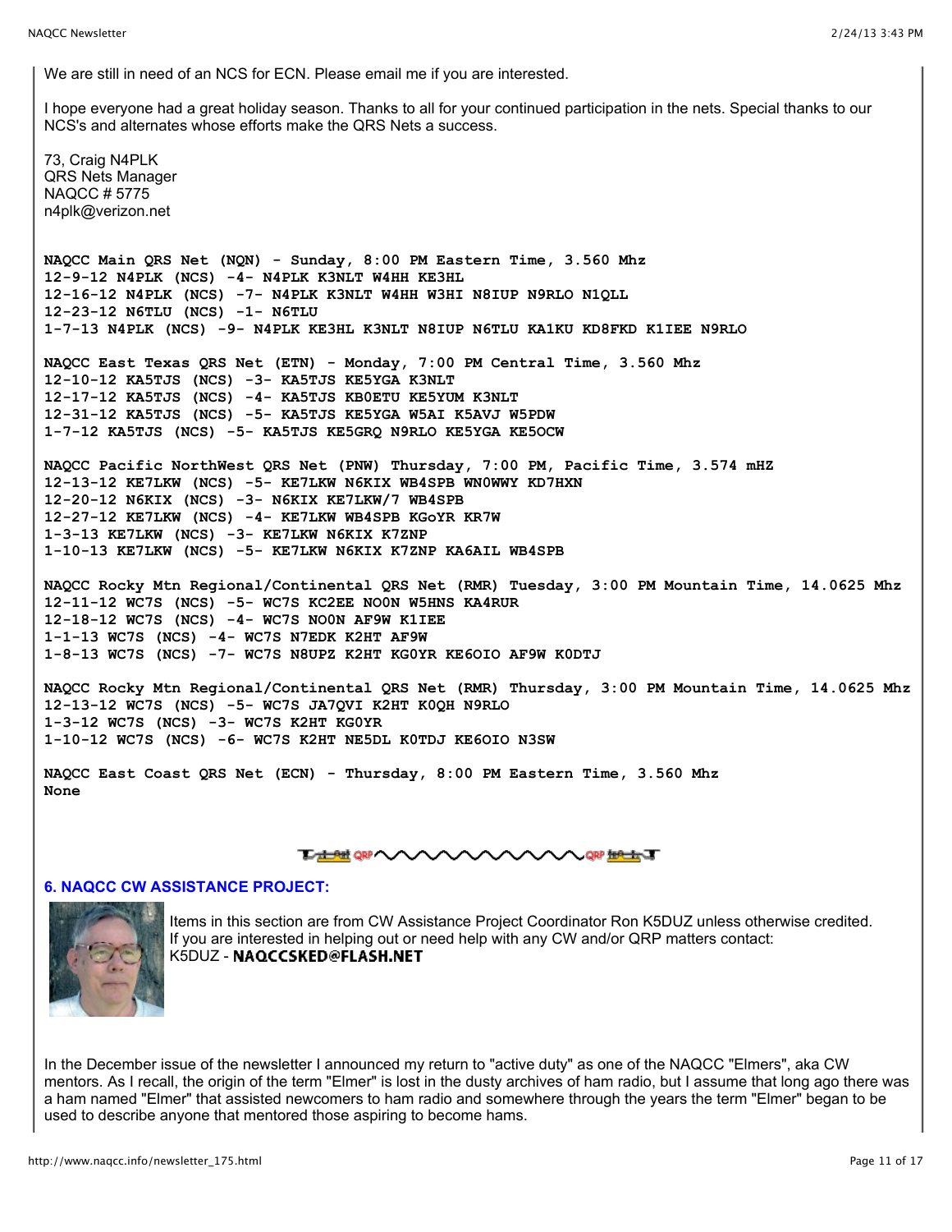We are still in need of an NCS for ECN. Please email me if you are interested.

I hope everyone had a great holiday season. Thanks to all for your continued participation in the nets. Special thanks to our NCS's and alternates whose efforts make the QRS Nets a success.

73, Craig N4PLK
QRS Nets Manager
NAQCC # 5775
n4plk@verizon.net

**NAQCC Main QRS Net (NQN) - Sunday, 8:00 PM Eastern Time, 3.560 Mhz**
**12-9-12 N4PLK (NCS) -4- N4PLK K3NLT W4HH KE3HL**
**12-16-12 N4PLK (NCS) -7- N4PLK K3NLT W4HH W3HI N8IUP N9RLO N1QLL**
**12-23-12 N6TLU (NCS) -1- N6TLU**
**1-7-13 N4PLK (NCS) -9- N4PLK KE3HL K3NLT N8IUP N6TLU KA1KU KD8FKD K1IEE N9RLO**

**NAQCC East Texas QRS Net (ETN) - Monday, 7:00 PM Central Time, 3.560 Mhz**
**12-10-12 KA5TJS (NCS) -3- KA5TJS KE5YGA K3NLT**
**12-17-12 KA5TJS (NCS) -4- KA5TJS KB0ETU KE5YUM K3NLT**
**12-31-12 KA5TJS (NCS) -5- KA5TJS KE5YGA W5AI K5AVJ W5PDW**
**1-7-12 KA5TJS (NCS) -5- KA5TJS KE5GRQ N9RLO KE5YGA KE5OCW**

**NAQCC Pacific NorthWest QRS Net (PNW) Thursday, 7:00 PM, Pacific Time, 3.574 mHZ**
**12-13-12 KE7LKW (NCS) -5- KE7LKW N6KIX WB4SPB WN0WWY KD7HXN**
**12-20-12 N6KIX (NCS) -3- N6KIX KE7LKW/7 WB4SPB**
**12-27-12 KE7LKW (NCS) -4- KE7LKW WB4SPB KGoYR KR7W**
**1-3-13 KE7LKW (NCS) -3- KE7LKW N6KIX K7ZNP**
**1-10-13 KE7LKW (NCS) -5- KE7LKW N6KIX K7ZNP KA6AIL WB4SPB**

**NAQCC Rocky Mtn Regional/Continental QRS Net (RMR) Tuesday, 3:00 PM Mountain Time, 14.0625 Mhz**
**12-11-12 WC7S (NCS) -5- WC7S KC2EE NO0N W5HNS KA4RUR**
**12-18-12 WC7S (NCS) -4- WC7S NO0N AF9W K1IEE**
**1-1-13 WC7S (NCS) -4- WC7S N7EDK K2HT AF9W**
**1-8-13 WC7S (NCS) -7- WC7S N8UPZ K2HT KG0YR KE6OIO AF9W K0DTJ**

**NAQCC Rocky Mtn Regional/Continental QRS Net (RMR) Thursday, 3:00 PM Mountain Time, 14.0625 Mhz**
**12-13-12 WC7S (NCS) -5- WC7S JA7QVI K2HT K0QH N9RLO**
**1-3-12 WC7S (NCS) -3- WC7S K2HT KG0YR**
**1-10-12 WC7S (NCS) -6- WC7S K2HT NE5DL K0TDJ KE6OIO N3SW**

**NAQCC East Coast QRS Net (ECN) - Thursday, 8:00 PM Eastern Time, 3.560 Mhz**
**None**

## 6. NAQCC CW ASSISTANCE PROJECT:

Items in this section are from CW Assistance Project Coordinator Ron K5DUZ unless otherwise credited. If you are interested in helping out or need help with any CW and/or QRP matters contact:
K5DUZ - **NAQCCSKED@FLASH.NET**

In the December issue of the newsletter I announced my return to "active duty" as one of the NAQCC "Elmers", aka CW mentors. As I recall, the origin of the term "Elmer" is lost in the dusty archives of ham radio, but I assume that long ago there was a ham named "Elmer" that assisted newcomers to ham radio and somewhere through the years the term "Elmer" began to be used to describe anyone that mentored those aspiring to become hams.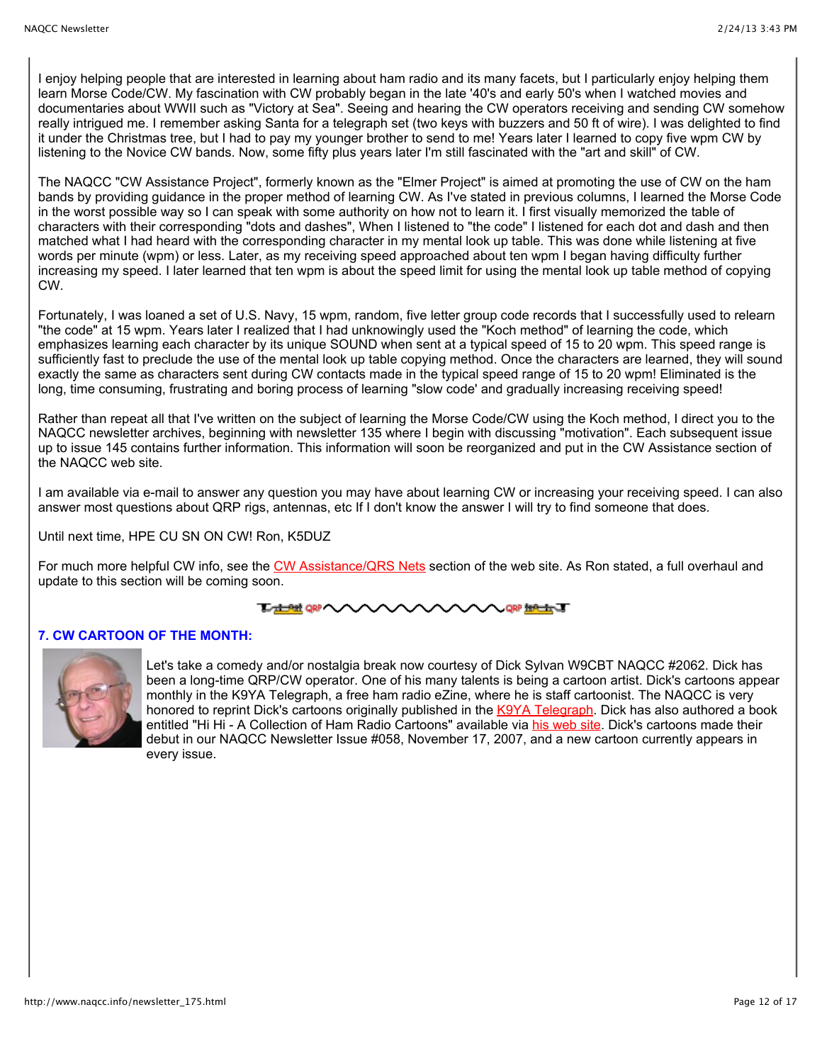I enjoy helping people that are interested in learning about ham radio and its many facets, but I particularly enjoy helping them learn Morse Code/CW. My fascination with CW probably began in the late '40's and early 50's when I watched movies and documentaries about WWII such as "Victory at Sea". Seeing and hearing the CW operators receiving and sending CW somehow really intrigued me. I remember asking Santa for a telegraph set (two keys with buzzers and 50 ft of wire). I was delighted to find it under the Christmas tree, but I had to pay my younger brother to send to me! Years later I learned to copy five wpm CW by listening to the Novice CW bands. Now, some fifty plus years later I'm still fascinated with the "art and skill" of CW.

The NAQCC "CW Assistance Project", formerly known as the "Elmer Project" is aimed at promoting the use of CW on the ham bands by providing guidance in the proper method of learning CW. As I've stated in previous columns, I learned the Morse Code in the worst possible way so I can speak with some authority on how not to learn it. I first visually memorized the table of characters with their corresponding "dots and dashes", When I listened to "the code" I listened for each dot and dash and then matched what I had heard with the corresponding character in my mental look up table. This was done while listening at five words per minute (wpm) or less. Later, as my receiving speed approached about ten wpm I began having difficulty further increasing my speed. I later learned that ten wpm is about the speed limit for using the mental look up table method of copying CW.

Fortunately, I was loaned a set of U.S. Navy, 15 wpm, random, five letter group code records that I successfully used to relearn "the code" at 15 wpm. Years later I realized that I had unknowingly used the "Koch method" of learning the code, which emphasizes learning each character by its unique SOUND when sent at a typical speed of 15 to 20 wpm. This speed range is sufficiently fast to preclude the use of the mental look up table copying method. Once the characters are learned, they will sound exactly the same as characters sent during CW contacts made in the typical speed range of 15 to 20 wpm! Eliminated is the long, time consuming, frustrating and boring process of learning "slow code' and gradually increasing receiving speed!

Rather than repeat all that I've written on the subject of learning the Morse Code/CW using the Koch method, I direct you to the NAQCC newsletter archives, beginning with newsletter 135 where I begin with discussing "motivation". Each subsequent issue up to issue 145 contains further information. This information will soon be reorganized and put in the CW Assistance section of the NAQCC web site.

I am available via e-mail to answer any question you may have about learning CW or increasing your receiving speed. I can also answer most questions about QRP rigs, antennas, etc If I don't know the answer I will try to find someone that does.

Until next time, HPE CU SN ON CW! Ron, K5DUZ

For much more helpful CW info, see the CW Assistance/QRS Nets section of the web site. As Ron stated, a full overhaul and update to this section will be coming soon.

## 7. CW CARTOON OF THE MONTH:

Let's take a comedy and/or nostalgia break now courtesy of Dick Sylvan W9CBT NAQCC #2062. Dick has been a long-time QRP/CW operator. One of his many talents is being a cartoon artist. Dick's cartoons appear monthly in the K9YA Telegraph, a free ham radio eZine, where he is staff cartoonist. The NAQCC is very honored to reprint Dick's cartoons originally published in the K9YA Telegraph. Dick has also authored a book entitled "Hi Hi - A Collection of Ham Radio Cartoons" available via his web site. Dick's cartoons made their debut in our NAQCC Newsletter Issue #058, November 17, 2007, and a new cartoon currently appears in every issue.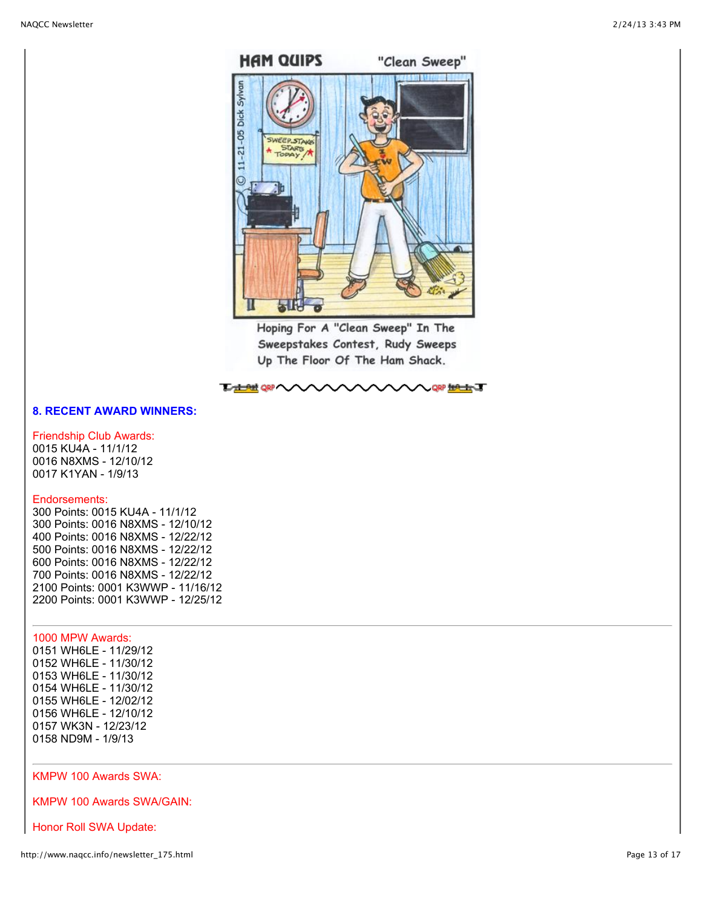## 8. RECENT AWARD WINNERS:

Friendship Club Awards:
0015 KU4A - 11/1/12
0016 N8XMS - 12/10/12
0017 K1YAN - 1/9/13

Endorsements:
300 Points: 0015 KU4A - 11/1/12
300 Points: 0016 N8XMS - 12/10/12
400 Points: 0016 N8XMS - 12/22/12
500 Points: 0016 N8XMS - 12/22/12
600 Points: 0016 N8XMS - 12/22/12
700 Points: 0016 N8XMS - 12/22/12
2100 Points: 0001 K3WWP - 11/16/12
2200 Points: 0001 K3WWP - 12/25/12

---

1000 MPW Awards:
0151 WH6LE - 11/29/12
0152 WH6LE - 11/30/12
0153 WH6LE - 11/30/12
0154 WH6LE - 11/30/12
0155 WH6LE - 12/02/12
0156 WH6LE - 12/10/12
0157 WK3N - 12/23/12
0158 ND9M - 1/9/13

---

KMPW 100 Awards SWA:

KMPW 100 Awards SWA/GAIN:

Honor Roll SWA Update: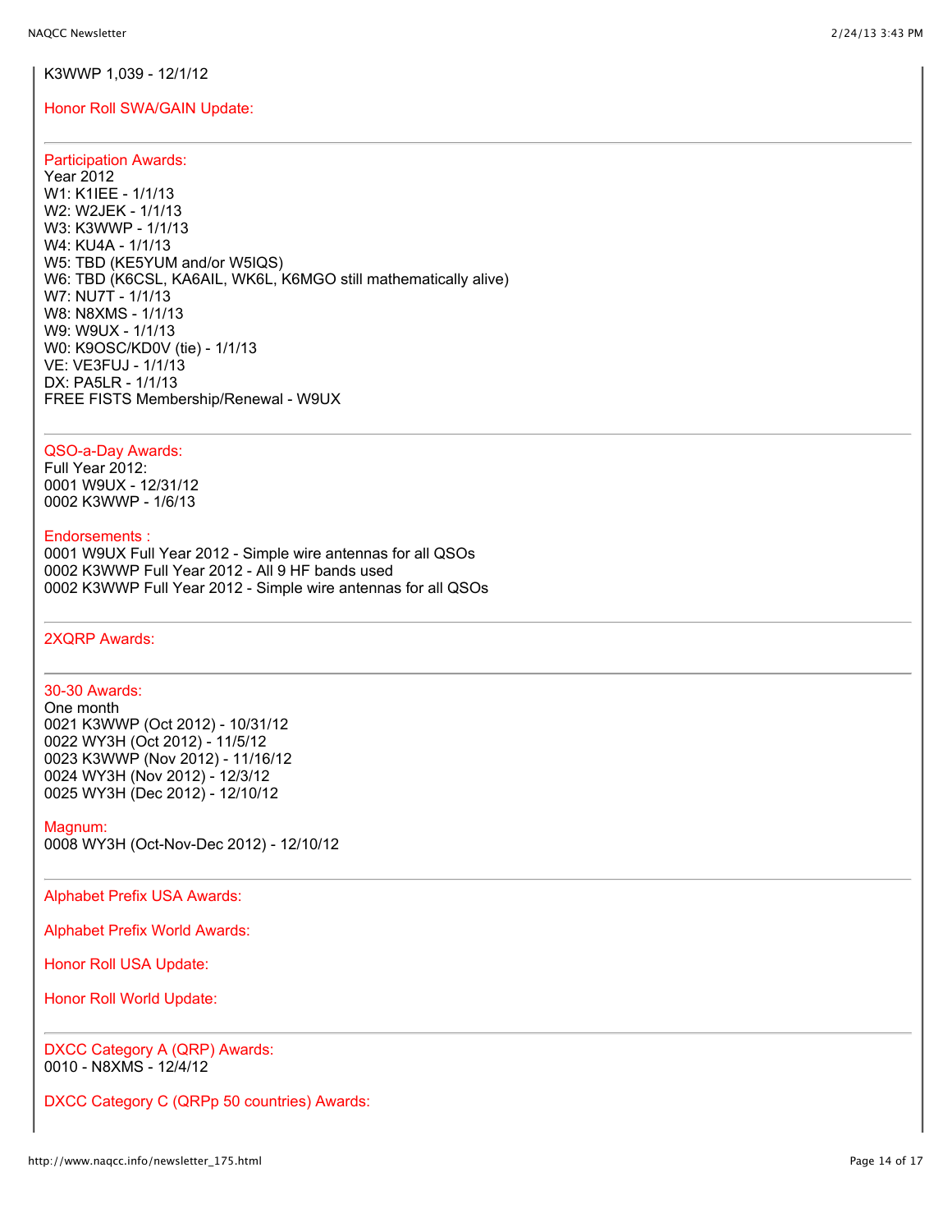K3WWP 1,039 - 12/1/12

### Honor Roll SWA/GAIN Update:

---

### Participation Awards:

Year 2012
W1: K1IEE - 1/1/13
W2: W2JEK - 1/1/13
W3: K3WWP - 1/1/13
W4: KU4A - 1/1/13
W5: TBD (KE5YUM and/or W5IQS)
W6: TBD (K6CSL, KA6AIL, WK6L, K6MGO still mathematically alive)
W7: NU7T - 1/1/13
W8: N8XMS - 1/1/13
W9: W9UX - 1/1/13
W0: K9OSC/KD0V (tie) - 1/1/13
VE: VE3FUJ - 1/1/13
DX: PA5LR - 1/1/13
FREE FISTS Membership/Renewal - W9UX

---

### QSO-a-Day Awards:

Full Year 2012:
0001 W9UX - 12/31/12
0002 K3WWP - 1/6/13

### Endorsements :

0001 W9UX Full Year 2012 - Simple wire antennas for all QSOs
0002 K3WWP Full Year 2012 - All 9 HF bands used
0002 K3WWP Full Year 2012 - Simple wire antennas for all QSOs

---

### 2XQRP Awards:

---

### 30-30 Awards:

One month
0021 K3WWP (Oct 2012) - 10/31/12
0022 WY3H (Oct 2012) - 11/5/12
0023 K3WWP (Nov 2012) - 11/16/12
0024 WY3H (Nov 2012) - 12/3/12
0025 WY3H (Dec 2012) - 12/10/12

### Magnum:

0008 WY3H (Oct-Nov-Dec 2012) - 12/10/12

---

### Alphabet Prefix USA Awards:

### Alphabet Prefix World Awards:

### Honor Roll USA Update:

### Honor Roll World Update:

---

### DXCC Category A (QRP) Awards:

0010 - N8XMS - 12/4/12

### DXCC Category C (QRPp 50 countries) Awards: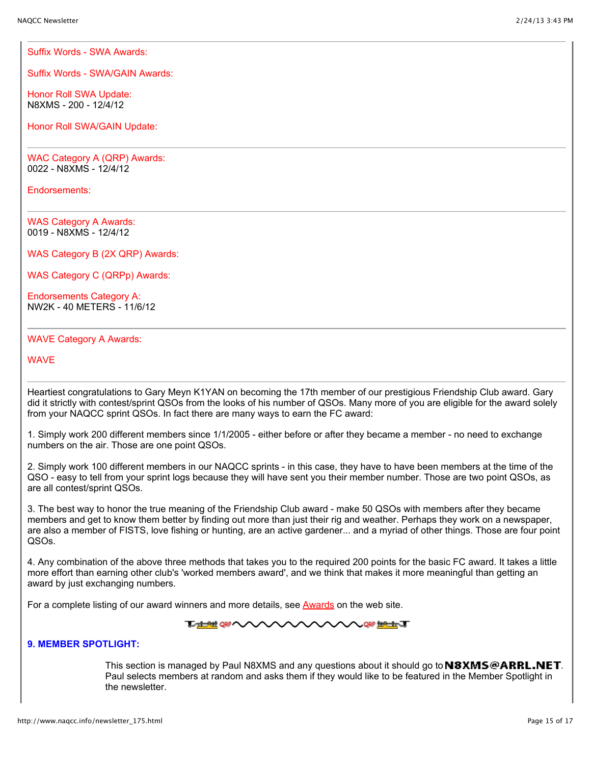Suffix Words - SWA Awards:

Suffix Words - SWA/GAIN Awards:

Honor Roll SWA Update:
N8XMS - 200 - 12/4/12

Honor Roll SWA/GAIN Update:

---

WAC Category A (QRP) Awards:
0022 - N8XMS - 12/4/12

Endorsements:

---

WAS Category A Awards:
0019 - N8XMS - 12/4/12

WAS Category B (2X QRP) Awards:

WAS Category C (QRPp) Awards:

Endorsements Category A:
NW2K - 40 METERS - 11/6/12

---

WAVE Category A Awards:

WAVE

---

Heartiest congratulations to Gary Meyn K1YAN on becoming the 17th member of our prestigious Friendship Club award. Gary did it strictly with contest/sprint QSOs from the looks of his number of QSOs. Many more of you are eligible for the award solely from your NAQCC sprint QSOs. In fact there are many ways to earn the FC award:

1. Simply work 200 different members since 1/1/2005 - either before or after they became a member - no need to exchange numbers on the air. Those are one point QSOs.

2. Simply work 100 different members in our NAQCC sprints - in this case, they have to have been members at the time of the QSO - easy to tell from your sprint logs because they will have sent you their member number. Those are two point QSOs, as are all contest/sprint QSOs.

3. The best way to honor the true meaning of the Friendship Club award - make 50 QSOs with members after they became members and get to know them better by finding out more than just their rig and weather. Perhaps they work on a newspaper, are also a member of FISTS, love fishing or hunting, are an active gardener... and a myriad of other things. Those are four point QSOs.

4. Any combination of the above three methods that takes you to the required 200 points for the basic FC award. It takes a little more effort than earning other club's 'worked members award', and we think that makes it more meaningful than getting an award by just exchanging numbers.

For a complete listing of our award winners and more details, see Awards on the web site.

## 9. MEMBER SPOTLIGHT:

This section is managed by Paul N8XMS and any questions about it should go to **N8XMS@ARRL.NET**. Paul selects members at random and asks them if they would like to be featured in the Member Spotlight in the newsletter.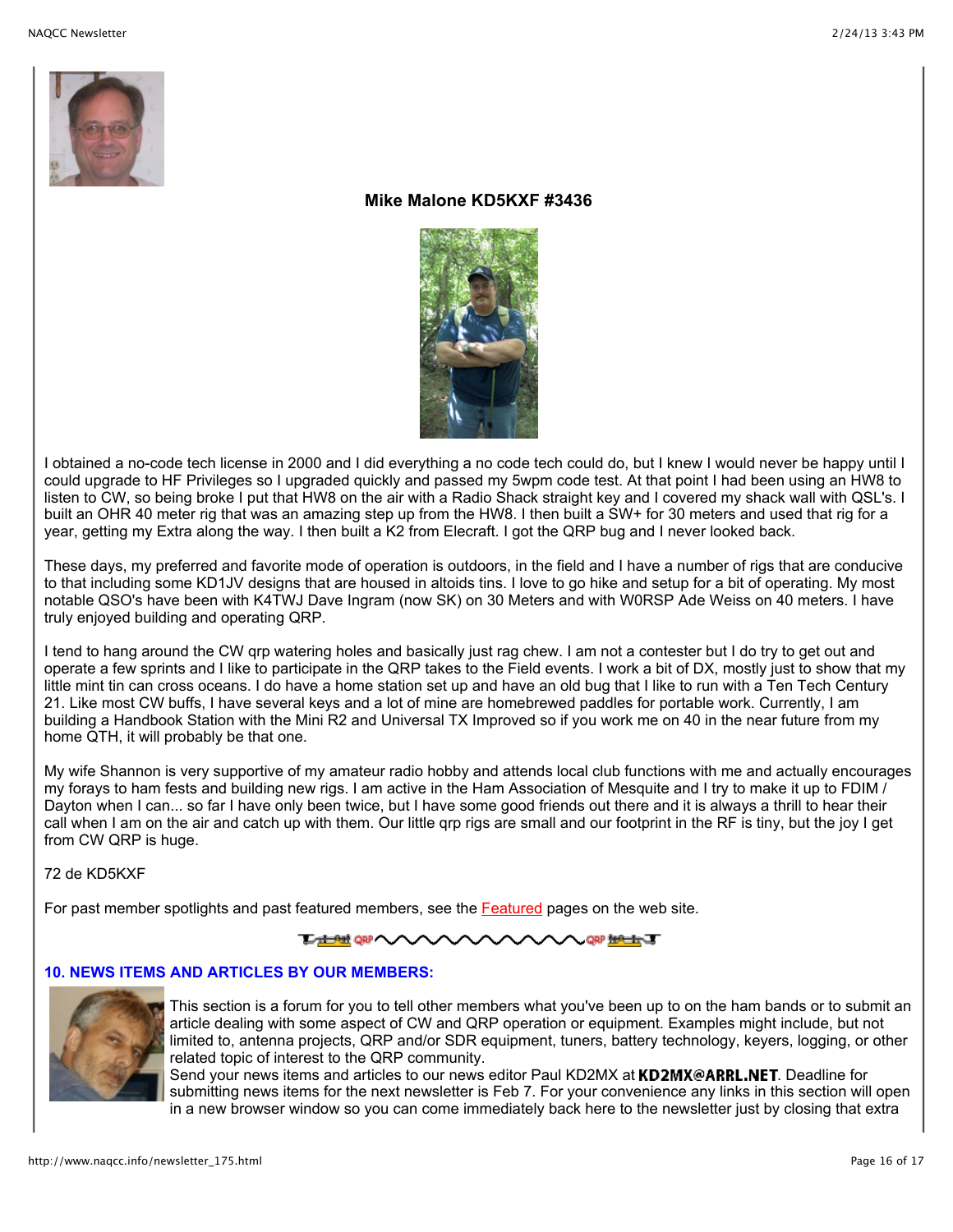**Mike Malone KD5KXF #3436**

I obtained a no-code tech license in 2000 and I did everything a no code tech could do, but I knew I would never be happy until I could upgrade to HF Privileges so I upgraded quickly and passed my 5wpm code test. At that point I had been using an HW8 to listen to CW, so being broke I put that HW8 on the air with a Radio Shack straight key and I covered my shack wall with QSL's. I built an OHR 40 meter rig that was an amazing step up from the HW8. I then built a SW+ for 30 meters and used that rig for a year, getting my Extra along the way. I then built a K2 from Elecraft. I got the QRP bug and I never looked back.

These days, my preferred and favorite mode of operation is outdoors, in the field and I have a number of rigs that are conducive to that including some KD1JV designs that are housed in altoids tins. I love to go hike and setup for a bit of operating. My most notable QSO's have been with K4TWJ Dave Ingram (now SK) on 30 Meters and with W0RSP Ade Weiss on 40 meters. I have truly enjoyed building and operating QRP.

I tend to hang around the CW qrp watering holes and basically just rag chew. I am not a contester but I do try to get out and operate a few sprints and I like to participate in the QRP takes to the Field events. I work a bit of DX, mostly just to show that my little mint tin can cross oceans. I do have a home station set up and have an old bug that I like to run with a Ten Tech Century 21. Like most CW buffs, I have several keys and a lot of mine are homebrewed paddles for portable work. Currently, I am building a Handbook Station with the Mini R2 and Universal TX Improved so if you work me on 40 in the near future from my home QTH, it will probably be that one.

My wife Shannon is very supportive of my amateur radio hobby and attends local club functions with me and actually encourages my forays to ham fests and building new rigs. I am active in the Ham Association of Mesquite and I try to make it up to FDIM / Dayton when I can... so far I have only been twice, but I have some good friends out there and it is always a thrill to hear their call when I am on the air and catch up with them. Our little qrp rigs are small and our footprint in the RF is tiny, but the joy I get from CW QRP is huge.

72 de KD5KXF

For past member spotlights and past featured members, see the Featured pages on the web site.

## 10. NEWS ITEMS AND ARTICLES BY OUR MEMBERS:

This section is a forum for you to tell other members what you've been up to on the ham bands or to submit an article dealing with some aspect of CW and QRP operation or equipment. Examples might include, but not limited to, antenna projects, QRP and/or SDR equipment, tuners, battery technology, keyers, logging, or other related topic of interest to the QRP community.
Send your news items and articles to our news editor Paul KD2MX at **KD2MX@ARRL.NET**. Deadline for submitting news items for the next newsletter is Feb 7. For your convenience any links in this section will open in a new browser window so you can come immediately back here to the newsletter just by closing that extra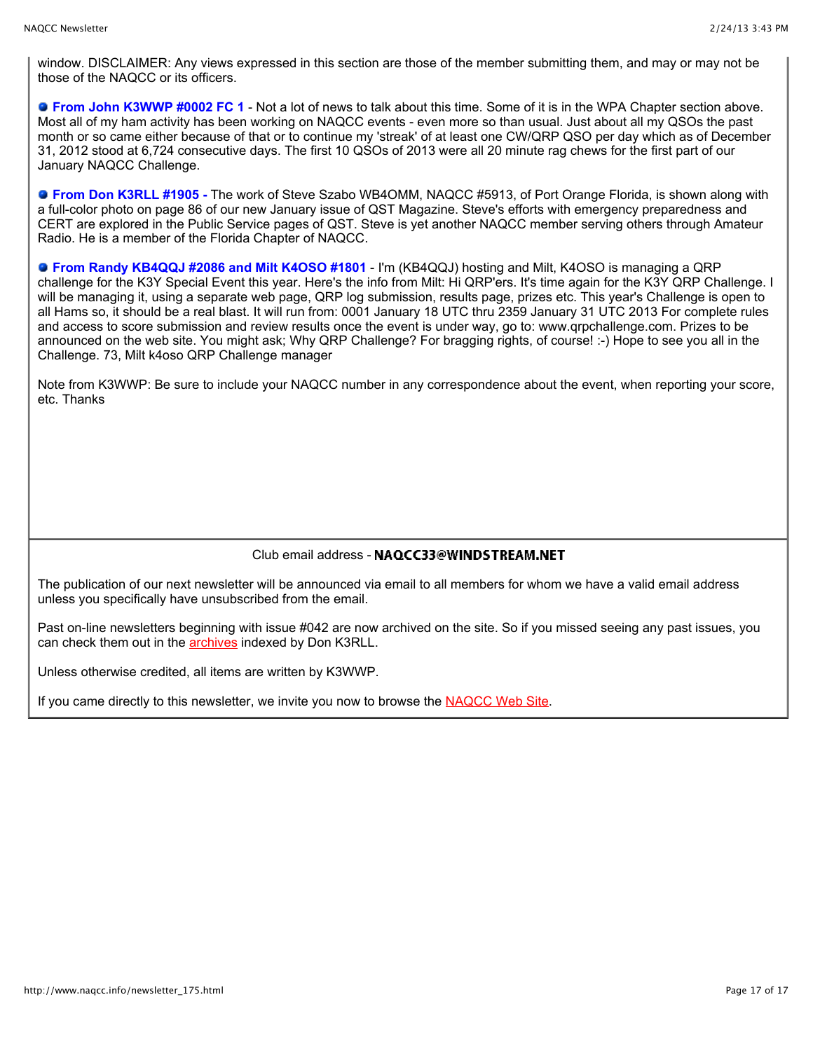window. DISCLAIMER: Any views expressed in this section are those of the member submitting them, and may or may not be those of the NAQCC or its officers.

**From John K3WWP #0002 FC 1** - Not a lot of news to talk about this time. Some of it is in the WPA Chapter section above. Most all of my ham activity has been working on NAQCC events - even more so than usual. Just about all my QSOs the past month or so came either because of that or to continue my 'streak' of at least one CW/QRP QSO per day which as of December 31, 2012 stood at 6,724 consecutive days. The first 10 QSOs of 2013 were all 20 minute rag chews for the first part of our January NAQCC Challenge.

**From Don K3RLL #1905 -** The work of Steve Szabo WB4OMM, NAQCC #5913, of Port Orange Florida, is shown along with a full-color photo on page 86 of our new January issue of QST Magazine. Steve's efforts with emergency preparedness and CERT are explored in the Public Service pages of QST. Steve is yet another NAQCC member serving others through Amateur Radio. He is a member of the Florida Chapter of NAQCC.

**From Randy KB4QQJ #2086 and Milt K4OSO #1801** - I'm (KB4QQJ) hosting and Milt, K4OSO is managing a QRP challenge for the K3Y Special Event this year. Here's the info from Milt: Hi QRP'ers. It's time again for the K3Y QRP Challenge. I will be managing it, using a separate web page, QRP log submission, results page, prizes etc. This year's Challenge is open to all Hams so, it should be a real blast. It will run from: 0001 January 18 UTC thru 2359 January 31 UTC 2013 For complete rules and access to score submission and review results once the event is under way, go to: www.qrpchallenge.com. Prizes to be announced on the web site. You might ask; Why QRP Challenge? For bragging rights, of course! :-) Hope to see you all in the Challenge. 73, Milt k4oso QRP Challenge manager

Note from K3WWP: Be sure to include your NAQCC number in any correspondence about the event, when reporting your score, etc. Thanks

Club email address - **NAQCC33@WINDSTREAM.NET**

The publication of our next newsletter will be announced via email to all members for whom we have a valid email address unless you specifically have unsubscribed from the email.

Past on-line newsletters beginning with issue #042 are now archived on the site. So if you missed seeing any past issues, you can check them out in the archives indexed by Don K3RLL.

Unless otherwise credited, all items are written by K3WWP.

If you came directly to this newsletter, we invite you now to browse the NAQCC Web Site.